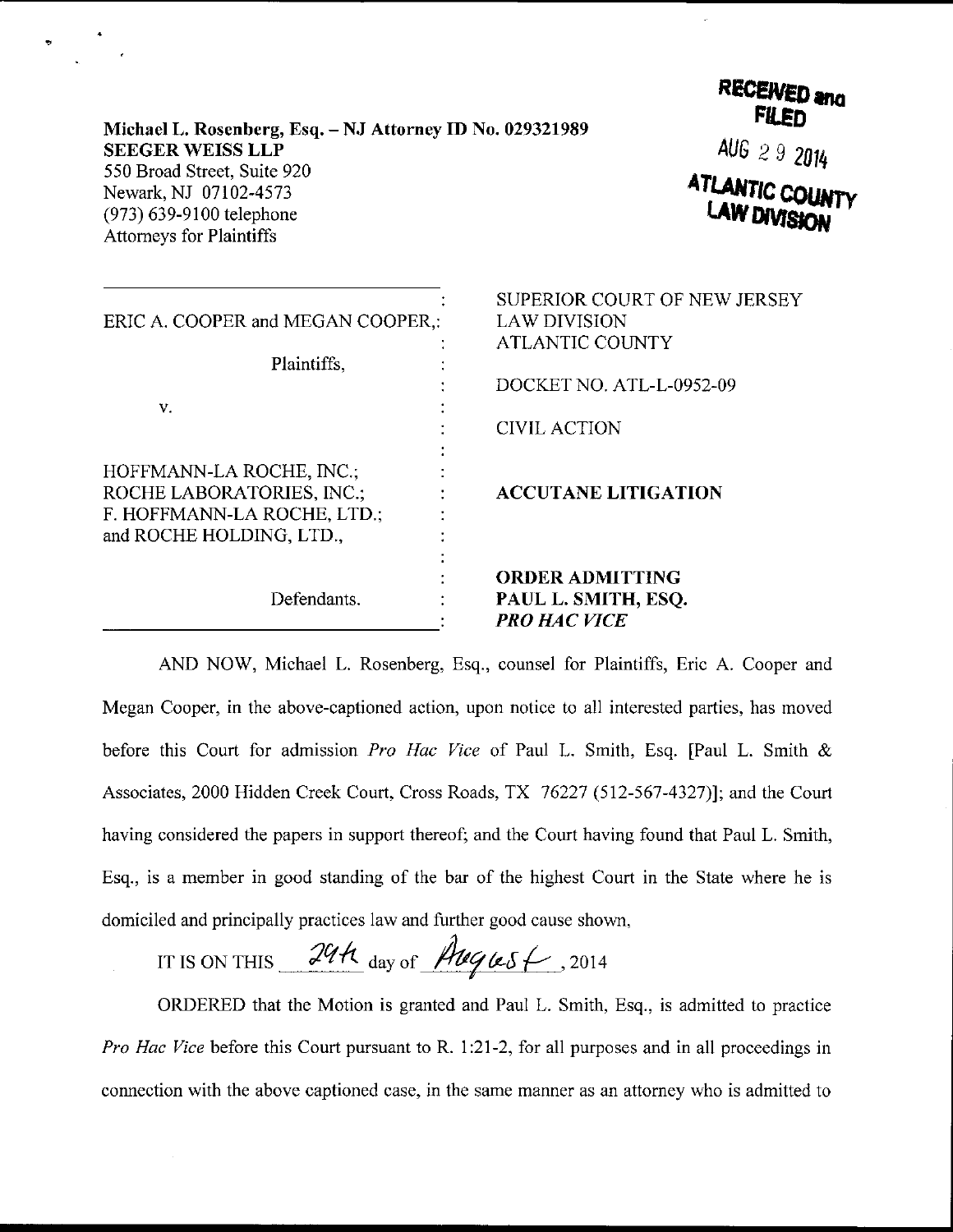Michael L. Rosenberg, Esq. – NJ Attorney ID No. 029321989
**SEEGER WEISS LLP**
550 Broad Street, Suite 920
Newark, NJ 07102-4573
(973) 639-9100 telephone
Attorneys for Plaintiffs

**RECEIVED and FILED**
AUG 29 2014
**ATLANTIC COUNTY LAW DIVISION**

| | |
|---|---|
| ERIC A. COOPER and MEGAN COOPER, | SUPERIOR COURT OF NEW JERSEY |
| Plaintiffs, | LAW DIVISION |
| v. | ATLANTIC COUNTY |
| HOFFMANN-LA ROCHE, INC.; ROCHE LABORATORIES, INC.; F. HOFFMANN-LA ROCHE, LTD.; and ROCHE HOLDING, LTD., | DOCKET NO. ATL-L-0952-09 |
| Defendants. | CIVIL ACTION |
| | **ACCUTANE LITIGATION** |
| | **ORDER ADMITTING PAUL L. SMITH, ESQ. *PRO HAC VICE*** |

AND NOW, Michael L. Rosenberg, Esq., counsel for Plaintiffs, Eric A. Cooper and Megan Cooper, in the above-captioned action, upon notice to all interested parties, has moved before this Court for admission *Pro Hac Vice* of Paul L. Smith, Esq. [Paul L. Smith & Associates, 2000 Hidden Creek Court, Cross Roads, TX 76227 (512-567-4327)]; and the Court having considered the papers in support thereof; and the Court having found that Paul L. Smith, Esq., is a member in good standing of the bar of the highest Court in the State where he is domiciled and principally practices law and further good cause shown,

IT IS ON THIS 29th day of August, 2014

ORDERED that the Motion is granted and Paul L. Smith, Esq., is admitted to practice *Pro Hac Vice* before this Court pursuant to R. 1:21-2, for all purposes and in all proceedings in connection with the above captioned case, in the same manner as an attorney who is admitted to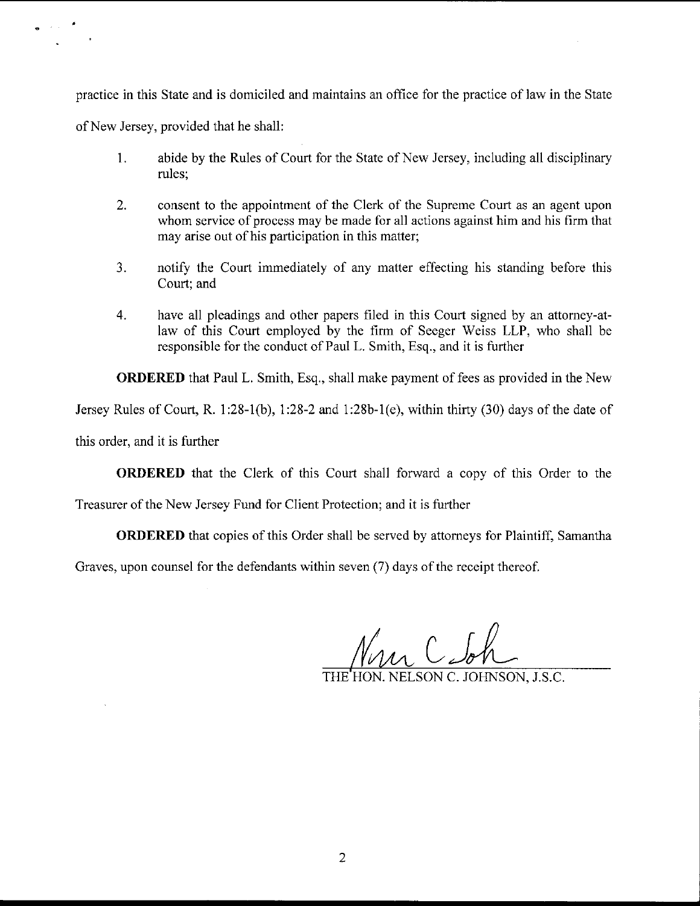practice in this State and is domiciled and maintains an office for the practice of law in the State of New Jersey, provided that he shall:

1. abide by the Rules of Court for the State of New Jersey, including all disciplinary rules;

2. consent to the appointment of the Clerk of the Supreme Court as an agent upon whom service of process may be made for all actions against him and his firm that may arise out of his participation in this matter;

3. notify the Court immediately of any matter effecting his standing before this Court; and

4. have all pleadings and other papers filed in this Court signed by an attorney-at-law of this Court employed by the firm of Seeger Weiss LLP, who shall be responsible for the conduct of Paul L. Smith, Esq., and it is further

**ORDERED** that Paul L. Smith, Esq., shall make payment of fees as provided in the New Jersey Rules of Court, R. 1:28-1(b), 1:28-2 and 1:28b-1(e), within thirty (30) days of the date of this order, and it is further

**ORDERED** that the Clerk of this Court shall forward a copy of this Order to the Treasurer of the New Jersey Fund for Client Protection; and it is further

**ORDERED** that copies of this Order shall be served by attorneys for Plaintiff, Samantha Graves, upon counsel for the defendants within seven (7) days of the receipt thereof.

THE HON. NELSON C. JOHNSON, J.S.C.